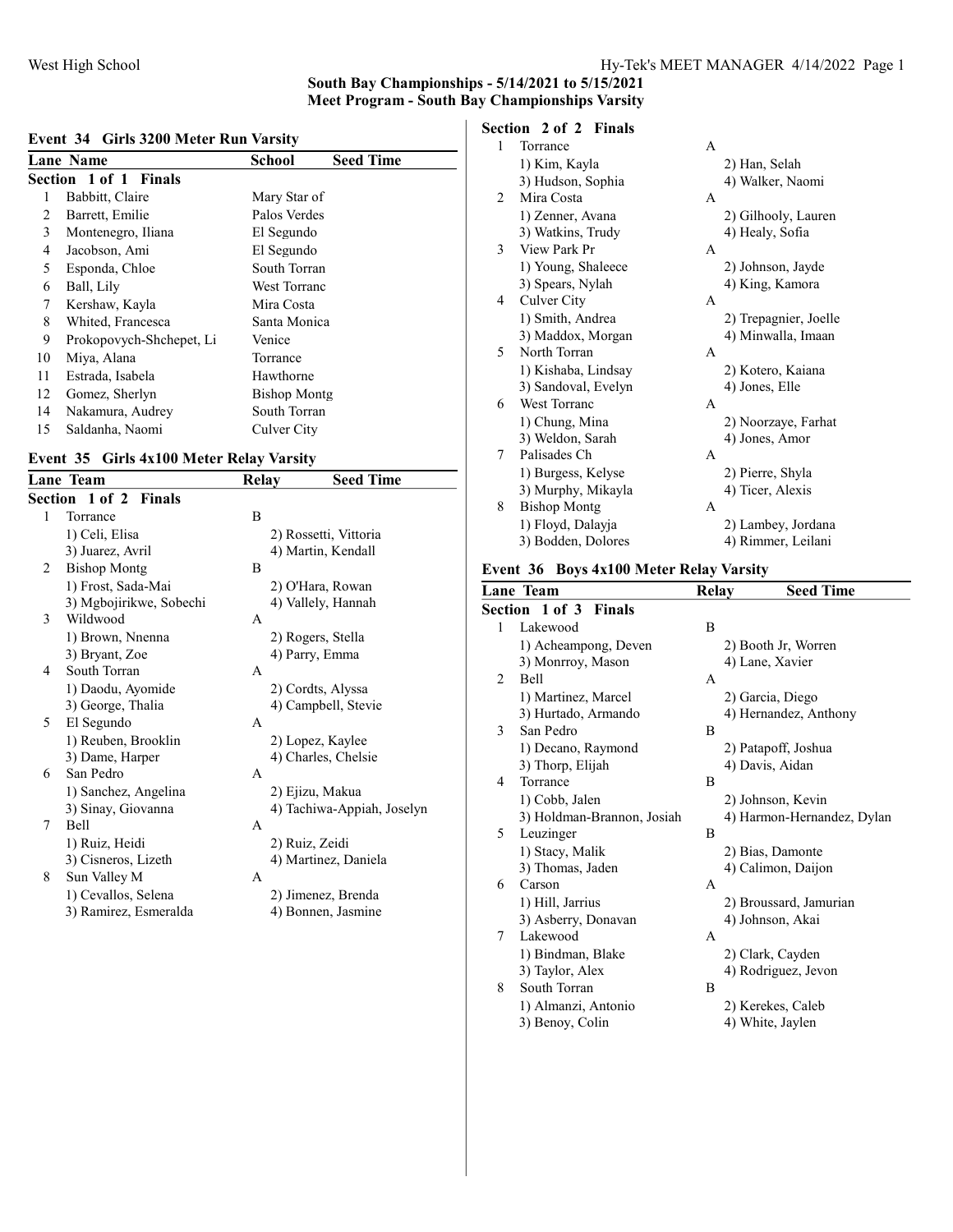## South Bay Championships - 5/14/2021 to 5/15/2021
## Meet Program - South Bay Championships Varsity

### Event 34 Girls 3200 Meter Run Varsity

| Lane | Name | School | Seed Time |
|---|---|---|---|
| **Section 1 of 1 Finals** | | | |
| 1 | Babbitt, Claire | Mary Star of | |
| 2 | Barrett, Emilie | Palos Verdes | |
| 3 | Montenegro, Iliana | El Segundo | |
| 4 | Jacobson, Ami | El Segundo | |
| 5 | Esponda, Chloe | South Torran | |
| 6 | Ball, Lily | West Torranc | |
| 7 | Kershaw, Kayla | Mira Costa | |
| 8 | Whited, Francesca | Santa Monica | |
| 9 | Prokopovych-Shchepet, Li | Venice | |
| 10 | Miya, Alana | Torrance | |
| 11 | Estrada, Isabela | Hawthorne | |
| 12 | Gomez, Sherlyn | Bishop Montg | |
| 14 | Nakamura, Audrey | South Torran | |
| 15 | Saldanha, Naomi | Culver City | |

### Event 35 Girls 4x100 Meter Relay Varsity

| Lane | Team | Relay | Seed Time |
|---|---|---|---|
| **Section 1 of 2 Finals** | | | |
| 1 | Torrance | B | |
| | 1) Celi, Elisa | 2) Rossetti, Vittoria | |
| | 3) Juarez, Avril | 4) Martin, Kendall | |
| 2 | Bishop Montg | B | |
| | 1) Frost, Sada-Mai | 2) O'Hara, Rowan | |
| | 3) Mgbojirikwe, Sobechi | 4) Vallely, Hannah | |
| 3 | Wildwood | A | |
| | 1) Brown, Nnenna | 2) Rogers, Stella | |
| | 3) Bryant, Zoe | 4) Parry, Emma | |
| 4 | South Torran | A | |
| | 1) Daodu, Ayomide | 2) Cordts, Alyssa | |
| | 3) George, Thalia | 4) Campbell, Stevie | |
| 5 | El Segundo | A | |
| | 1) Reuben, Brooklin | 2) Lopez, Kaylee | |
| | 3) Dame, Harper | 4) Charles, Chelsie | |
| 6 | San Pedro | A | |
| | 1) Sanchez, Angelina | 2) Ejizu, Makua | |
| | 3) Sinay, Giovanna | 4) Tachiwa-Appiah, Joselyn | |
| 7 | Bell | A | |
| | 1) Ruiz, Heidi | 2) Ruiz, Zeidi | |
| | 3) Cisneros, Lizeth | 4) Martinez, Daniela | |
| 8 | Sun Valley M | A | |
| | 1) Cevallos, Selena | 2) Jimenez, Brenda | |
| | 3) Ramirez, Esmeralda | 4) Bonnen, Jasmine | |
| **Section 2 of 2 Finals** | | | |
| 1 | Torrance | A | |
| | 1) Kim, Kayla | 2) Han, Selah | |
| | 3) Hudson, Sophia | 4) Walker, Naomi | |
| 2 | Mira Costa | A | |
| | 1) Zenner, Avana | 2) Gilhooly, Lauren | |
| | 3) Watkins, Trudy | 4) Healy, Sofia | |
| 3 | View Park Pr | A | |
| | 1) Young, Shaleece | 2) Johnson, Jayde | |
| | 3) Spears, Nylah | 4) King, Kamora | |
| 4 | Culver City | A | |
| | 1) Smith, Andrea | 2) Trepagnier, Joelle | |
| | 3) Maddox, Morgan | 4) Minwalla, Imaan | |
| 5 | North Torran | A | |
| | 1) Kishaba, Lindsay | 2) Kotero, Kaiana | |
| | 3) Sandoval, Evelyn | 4) Jones, Elle | |
| 6 | West Torranc | A | |
| | 1) Chung, Mina | 2) Noorzaye, Farhat | |
| | 3) Weldon, Sarah | 4) Jones, Amor | |
| 7 | Palisades Ch | A | |
| | 1) Burgess, Kelyse | 2) Pierre, Shyla | |
| | 3) Murphy, Mikayla | 4) Ticer, Alexis | |
| 8 | Bishop Montg | A | |
| | 1) Floyd, Dalayja | 2) Lambey, Jordana | |
| | 3) Bodden, Dolores | 4) Rimmer, Leilani | |

### Event 36 Boys 4x100 Meter Relay Varsity

| Lane | Team | Relay | Seed Time |
|---|---|---|---|
| **Section 1 of 3 Finals** | | | |
| 1 | Lakewood | B | |
| | 1) Acheampong, Deven | 2) Booth Jr, Worren | |
| | 3) Monrroy, Mason | 4) Lane, Xavier | |
| 2 | Bell | A | |
| | 1) Martinez, Marcel | 2) Garcia, Diego | |
| | 3) Hurtado, Armando | 4) Hernandez, Anthony | |
| 3 | San Pedro | B | |
| | 1) Decano, Raymond | 2) Patapoff, Joshua | |
| | 3) Thorp, Elijah | 4) Davis, Aidan | |
| 4 | Torrance | B | |
| | 1) Cobb, Jalen | 2) Johnson, Kevin | |
| | 3) Holdman-Brannon, Josiah | 4) Harmon-Hernandez, Dylan | |
| 5 | Leuzinger | B | |
| | 1) Stacy, Malik | 2) Bias, Damonte | |
| | 3) Thomas, Jaden | 4) Calimon, Daijon | |
| 6 | Carson | A | |
| | 1) Hill, Jarrius | 2) Broussard, Jamurian | |
| | 3) Asberry, Donavan | 4) Johnson, Akai | |
| 7 | Lakewood | A | |
| | 1) Bindman, Blake | 2) Clark, Cayden | |
| | 3) Taylor, Alex | 4) Rodriguez, Jevon | |
| 8 | South Torran | B | |
| | 1) Almanzi, Antonio | 2) Kerekes, Caleb | |
| | 3) Benoy, Colin | 4) White, Jaylen | |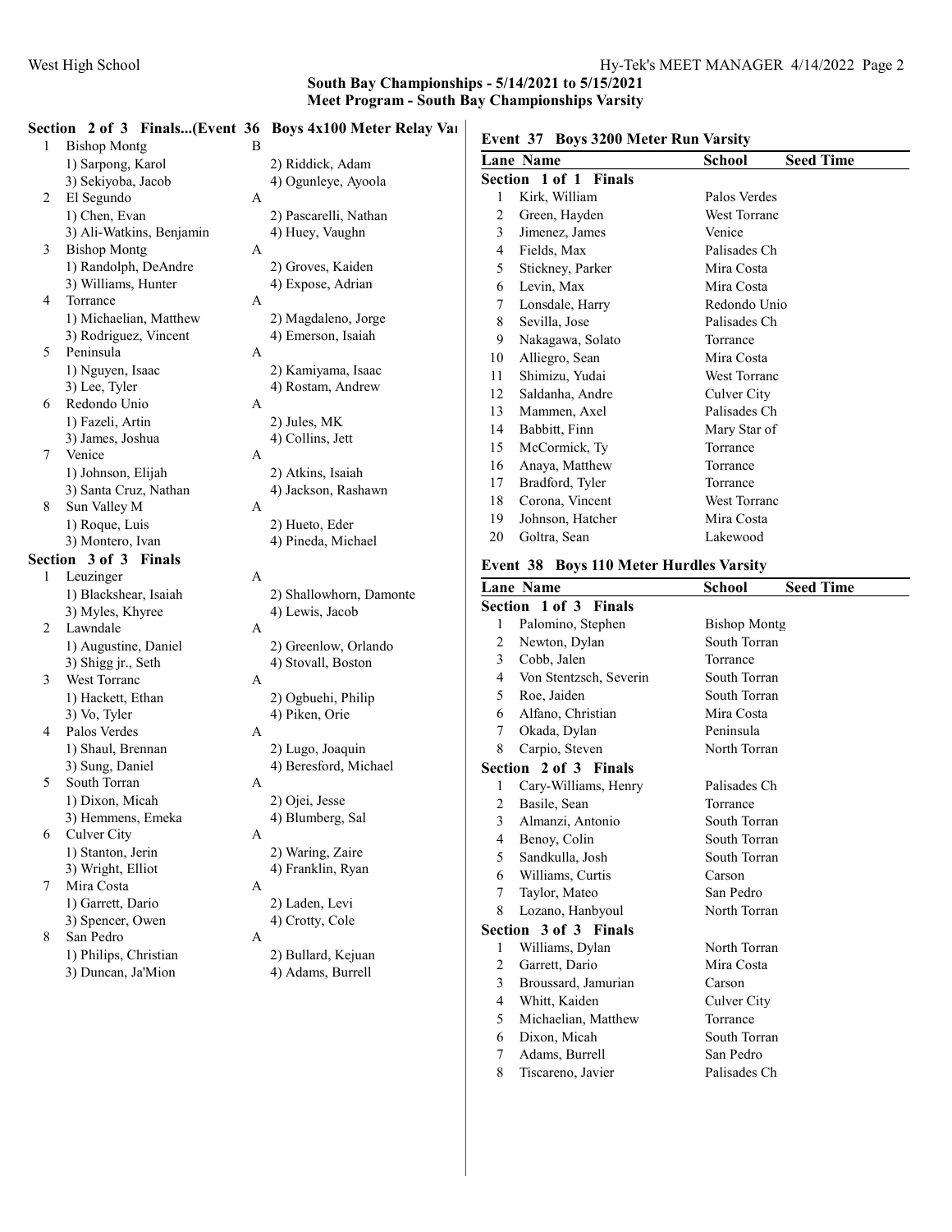## South Bay Championships - 5/14/2021 to 5/15/2021
## Meet Program - South Bay Championships Varsity

### Section 2 of 3 Finals...(Event 36 Boys 4x100 Meter Relay Varsity)

| Lane | Team | Relay | | |
|---|---|---|---|---|
| 1 | Bishop Montg | B | | |
| | | | 1) Sarpong, Karol | 2) Riddick, Adam |
| | | | 3) Sekiyoba, Jacob | 4) Ogunleye, Ayoola |
| 2 | El Segundo | A | | |
| | | | 1) Chen, Evan | 2) Pascarelli, Nathan |
| | | | 3) Ali-Watkins, Benjamin | 4) Huey, Vaughn |
| 3 | Bishop Montg | A | | |
| | | | 1) Randolph, DeAndre | 2) Groves, Kaiden |
| | | | 3) Williams, Hunter | 4) Expose, Adrian |
| 4 | Torrance | A | | |
| | | | 1) Michaelian, Matthew | 2) Magdaleno, Jorge |
| | | | 3) Rodriguez, Vincent | 4) Emerson, Isaiah |
| 5 | Peninsula | A | | |
| | | | 1) Nguyen, Isaac | 2) Kamiyama, Isaac |
| | | | 3) Lee, Tyler | 4) Rostam, Andrew |
| 6 | Redondo Unio | A | | |
| | | | 1) Fazeli, Artin | 2) Jules, MK |
| | | | 3) James, Joshua | 4) Collins, Jett |
| 7 | Venice | A | | |
| | | | 1) Johnson, Elijah | 2) Atkins, Isaiah |
| | | | 3) Santa Cruz, Nathan | 4) Jackson, Rashawn |
| 8 | Sun Valley M | A | | |
| | | | 1) Roque, Luis | 2) Hueto, Eder |
| | | | 3) Montero, Ivan | 4) Pineda, Michael |

### Section 3 of 3 Finals

| Lane | Team | Relay | | |
|---|---|---|---|---|
| 1 | Leuzinger | A | | |
| | | | 1) Blackshear, Isaiah | 2) Shallowhorn, Damonte |
| | | | 3) Myles, Khyree | 4) Lewis, Jacob |
| 2 | Lawndale | A | | |
| | | | 1) Augustine, Daniel | 2) Greenlow, Orlando |
| | | | 3) Shigg jr., Seth | 4) Stovall, Boston |
| 3 | West Torranc | A | | |
| | | | 1) Hackett, Ethan | 2) Ogbuehi, Philip |
| | | | 3) Vo, Tyler | 4) Piken, Orie |
| 4 | Palos Verdes | A | | |
| | | | 1) Shaul, Brennan | 2) Lugo, Joaquin |
| | | | 3) Sung, Daniel | 4) Beresford, Michael |
| 5 | South Torran | A | | |
| | | | 1) Dixon, Micah | 2) Ojei, Jesse |
| | | | 3) Hemmens, Emeka | 4) Blumberg, Sal |
| 6 | Culver City | A | | |
| | | | 1) Stanton, Jerin | 2) Waring, Zaire |
| | | | 3) Wright, Elliot | 4) Franklin, Ryan |
| 7 | Mira Costa | A | | |
| | | | 1) Garrett, Dario | 2) Laden, Levi |
| | | | 3) Spencer, Owen | 4) Crotty, Cole |
| 8 | San Pedro | A | | |
| | | | 1) Philips, Christian | 2) Bullard, Kejuan |
| | | | 3) Duncan, Ja'Mion | 4) Adams, Burrell |

### Event 37 Boys 3200 Meter Run Varsity

| Lane | Name | School | Seed Time |
|---|---|---|---|
| **Section 1 of 1 Finals** | | | |
| 1 | Kirk, William | Palos Verdes | |
| 2 | Green, Hayden | West Torranc | |
| 3 | Jimenez, James | Venice | |
| 4 | Fields, Max | Palisades Ch | |
| 5 | Stickney, Parker | Mira Costa | |
| 6 | Levin, Max | Mira Costa | |
| 7 | Lonsdale, Harry | Redondo Unio | |
| 8 | Sevilla, Jose | Palisades Ch | |
| 9 | Nakagawa, Solato | Torrance | |
| 10 | Alliegro, Sean | Mira Costa | |
| 11 | Shimizu, Yudai | West Torranc | |
| 12 | Saldanha, Andre | Culver City | |
| 13 | Mammen, Axel | Palisades Ch | |
| 14 | Babbitt, Finn | Mary Star of | |
| 15 | McCormick, Ty | Torrance | |
| 16 | Anaya, Matthew | Torrance | |
| 17 | Bradford, Tyler | Torrance | |
| 18 | Corona, Vincent | West Torranc | |
| 19 | Johnson, Hatcher | Mira Costa | |
| 20 | Goltra, Sean | Lakewood | |

### Event 38 Boys 110 Meter Hurdles Varsity

| Lane | Name | School | Seed Time |
|---|---|---|---|
| **Section 1 of 3 Finals** | | | |
| 1 | Palomino, Stephen | Bishop Montg | |
| 2 | Newton, Dylan | South Torran | |
| 3 | Cobb, Jalen | Torrance | |
| 4 | Von Stentzsch, Severin | South Torran | |
| 5 | Roe, Jaiden | South Torran | |
| 6 | Alfano, Christian | Mira Costa | |
| 7 | Okada, Dylan | Peninsula | |
| 8 | Carpio, Steven | North Torran | |
| **Section 2 of 3 Finals** | | | |
| 1 | Cary-Williams, Henry | Palisades Ch | |
| 2 | Basile, Sean | Torrance | |
| 3 | Almanzi, Antonio | South Torran | |
| 4 | Benoy, Colin | South Torran | |
| 5 | Sandkulla, Josh | South Torran | |
| 6 | Williams, Curtis | Carson | |
| 7 | Taylor, Mateo | San Pedro | |
| 8 | Lozano, Hanbyoul | North Torran | |
| **Section 3 of 3 Finals** | | | |
| 1 | Williams, Dylan | North Torran | |
| 2 | Garrett, Dario | Mira Costa | |
| 3 | Broussard, Jamurian | Carson | |
| 4 | Whitt, Kaiden | Culver City | |
| 5 | Michaelian, Matthew | Torrance | |
| 6 | Dixon, Micah | South Torran | |
| 7 | Adams, Burrell | San Pedro | |
| 8 | Tiscareno, Javier | Palisades Ch | |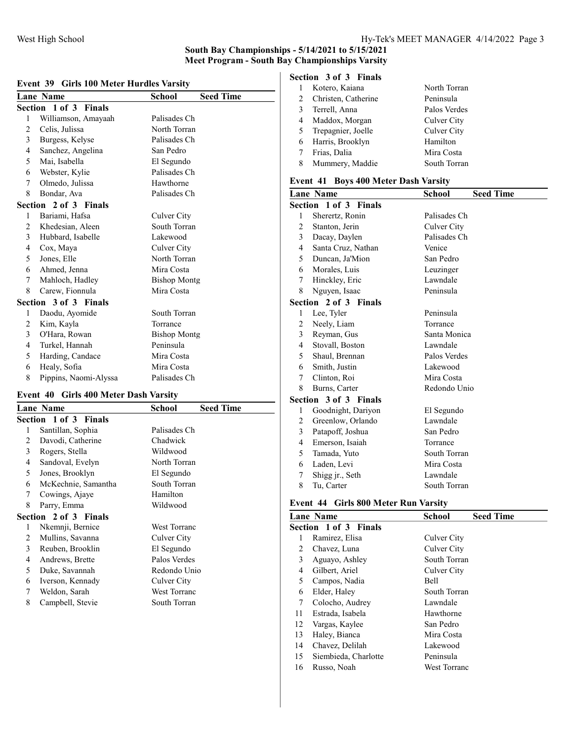## South Bay Championships - 5/14/2021 to 5/15/2021
### Meet Program - South Bay Championships Varsity

#### Event 39 Girls 100 Meter Hurdles Varsity

| Lane | Name | School | Seed Time |
|---|---|---|---|
| **Section 1 of 3 Finals** | | | |
| 1 | Williamson, Amayaah | Palisades Ch | |
| 2 | Celis, Julissa | North Torran | |
| 3 | Burgess, Kelyse | Palisades Ch | |
| 4 | Sanchez, Angelina | San Pedro | |
| 5 | Mai, Isabella | El Segundo | |
| 6 | Webster, Kylie | Palisades Ch | |
| 7 | Olmedo, Julissa | Hawthorne | |
| 8 | Bondar, Ava | Palisades Ch | |
| **Section 2 of 3 Finals** | | | |
| 1 | Bariami, Hafsa | Culver City | |
| 2 | Khedesian, Aleen | South Torran | |
| 3 | Hubbard, Isabelle | Lakewood | |
| 4 | Cox, Maya | Culver City | |
| 5 | Jones, Elle | North Torran | |
| 6 | Ahmed, Jenna | Mira Costa | |
| 7 | Mahloch, Hadley | Bishop Montg | |
| 8 | Carew, Fionnula | Mira Costa | |
| **Section 3 of 3 Finals** | | | |
| 1 | Daodu, Ayomide | South Torran | |
| 2 | Kim, Kayla | Torrance | |
| 3 | O'Hara, Rowan | Bishop Montg | |
| 4 | Turkel, Hannah | Peninsula | |
| 5 | Harding, Candace | Mira Costa | |
| 6 | Healy, Sofia | Mira Costa | |
| 8 | Pippins, Naomi-Alyssa | Palisades Ch | |

#### Event 40 Girls 400 Meter Dash Varsity

| Lane | Name | School | Seed Time |
|---|---|---|---|
| **Section 1 of 3 Finals** | | | |
| 1 | Santillan, Sophia | Palisades Ch | |
| 2 | Davodi, Catherine | Chadwick | |
| 3 | Rogers, Stella | Wildwood | |
| 4 | Sandoval, Evelyn | North Torran | |
| 5 | Jones, Brooklyn | El Segundo | |
| 6 | McKechnie, Samantha | South Torran | |
| 7 | Cowings, Ajaye | Hamilton | |
| 8 | Parry, Emma | Wildwood | |
| **Section 2 of 3 Finals** | | | |
| 1 | Nkemnji, Bernice | West Torranc | |
| 2 | Mullins, Savanna | Culver City | |
| 3 | Reuben, Brooklin | El Segundo | |
| 4 | Andrews, Brette | Palos Verdes | |
| 5 | Duke, Savannah | Redondo Unio | |
| 6 | Iverson, Kennady | Culver City | |
| 7 | Weldon, Sarah | West Torranc | |
| 8 | Campbell, Stevie | South Torran | |
| **Section 3 of 3 Finals** | | | |
| 1 | Kotero, Kaiana | North Torran | |
| 2 | Christen, Catherine | Peninsula | |
| 3 | Terrell, Anna | Palos Verdes | |
| 4 | Maddox, Morgan | Culver City | |
| 5 | Trepagnier, Joelle | Culver City | |
| 6 | Harris, Brooklyn | Hamilton | |
| 7 | Frias, Dalia | Mira Costa | |
| 8 | Mummery, Maddie | South Torran | |

#### Event 41 Boys 400 Meter Dash Varsity

| Lane | Name | School | Seed Time |
|---|---|---|---|
| **Section 1 of 3 Finals** | | | |
| 1 | Sherertz, Ronin | Palisades Ch | |
| 2 | Stanton, Jerin | Culver City | |
| 3 | Dacay, Daylen | Palisades Ch | |
| 4 | Santa Cruz, Nathan | Venice | |
| 5 | Duncan, Ja'Mion | San Pedro | |
| 6 | Morales, Luis | Leuzinger | |
| 7 | Hinckley, Eric | Lawndale | |
| 8 | Nguyen, Isaac | Peninsula | |
| **Section 2 of 3 Finals** | | | |
| 1 | Lee, Tyler | Peninsula | |
| 2 | Neely, Liam | Torrance | |
| 3 | Reyman, Gus | Santa Monica | |
| 4 | Stovall, Boston | Lawndale | |
| 5 | Shaul, Brennan | Palos Verdes | |
| 6 | Smith, Justin | Lakewood | |
| 7 | Clinton, Roi | Mira Costa | |
| 8 | Burns, Carter | Redondo Unio | |
| **Section 3 of 3 Finals** | | | |
| 1 | Goodnight, Dariyon | El Segundo | |
| 2 | Greenlow, Orlando | Lawndale | |
| 3 | Patapoff, Joshua | San Pedro | |
| 4 | Emerson, Isaiah | Torrance | |
| 5 | Tamada, Yuto | South Torran | |
| 6 | Laden, Levi | Mira Costa | |
| 7 | Shigg jr., Seth | Lawndale | |
| 8 | Tu, Carter | South Torran | |

#### Event 44 Girls 800 Meter Run Varsity

| Lane | Name | School | Seed Time |
|---|---|---|---|
| **Section 1 of 3 Finals** | | | |
| 1 | Ramirez, Elisa | Culver City | |
| 2 | Chavez, Luna | Culver City | |
| 3 | Aguayo, Ashley | South Torran | |
| 4 | Gilbert, Ariel | Culver City | |
| 5 | Campos, Nadia | Bell | |
| 6 | Elder, Haley | South Torran | |
| 7 | Colocho, Audrey | Lawndale | |
| 11 | Estrada, Isabela | Hawthorne | |
| 12 | Vargas, Kaylee | San Pedro | |
| 13 | Haley, Bianca | Mira Costa | |
| 14 | Chavez, Delilah | Lakewood | |
| 15 | Siembieda, Charlotte | Peninsula | |
| 16 | Russo, Noah | West Torranc | |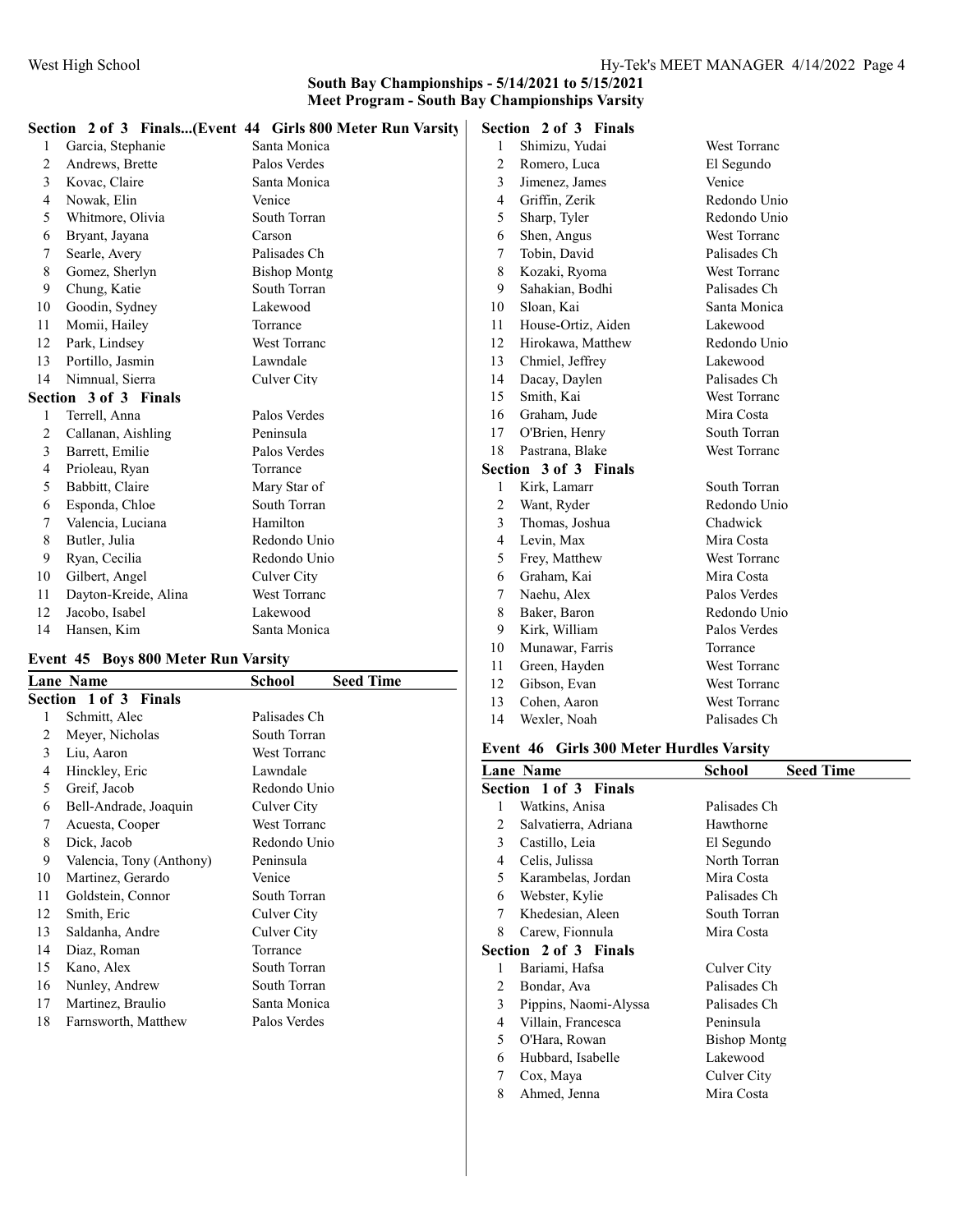## South Bay Championships - 5/14/2021 to 5/15/2021
### Meet Program - South Bay Championships Varsity

**Section 2 of 3 Finals...(Event 44 Girls 800 Meter Run Varsity)**

| Lane | Name | School |
|---|---|---|
| 1 | Garcia, Stephanie | Santa Monica |
| 2 | Andrews, Brette | Palos Verdes |
| 3 | Kovac, Claire | Santa Monica |
| 4 | Nowak, Elin | Venice |
| 5 | Whitmore, Olivia | South Torran |
| 6 | Bryant, Jayana | Carson |
| 7 | Searle, Avery | Palisades Ch |
| 8 | Gomez, Sherlyn | Bishop Montg |
| 9 | Chung, Katie | South Torran |
| 10 | Goodin, Sydney | Lakewood |
| 11 | Momii, Hailey | Torrance |
| 12 | Park, Lindsey | West Torranc |
| 13 | Portillo, Jasmin | Lawndale |
| 14 | Nimnual, Sierra | Culver City |

**Section 3 of 3 Finals**

| Lane | Name | School |
|---|---|---|
| 1 | Terrell, Anna | Palos Verdes |
| 2 | Callanan, Aishling | Peninsula |
| 3 | Barrett, Emilie | Palos Verdes |
| 4 | Prioleau, Ryan | Torrance |
| 5 | Babbitt, Claire | Mary Star of |
| 6 | Esponda, Chloe | South Torran |
| 7 | Valencia, Luciana | Hamilton |
| 8 | Butler, Julia | Redondo Unio |
| 9 | Ryan, Cecilia | Redondo Unio |
| 10 | Gilbert, Angel | Culver City |
| 11 | Dayton-Kreide, Alina | West Torranc |
| 12 | Jacobo, Isabel | Lakewood |
| 14 | Hansen, Kim | Santa Monica |

### Event 45 Boys 800 Meter Run Varsity

| Lane | Name | School | Seed Time |
|---|---|---|---|
| **Section 1 of 3 Finals** | | | |
| 1 | Schmitt, Alec | Palisades Ch | |
| 2 | Meyer, Nicholas | South Torran | |
| 3 | Liu, Aaron | West Torranc | |
| 4 | Hinckley, Eric | Lawndale | |
| 5 | Greif, Jacob | Redondo Unio | |
| 6 | Bell-Andrade, Joaquin | Culver City | |
| 7 | Acuesta, Cooper | West Torranc | |
| 8 | Dick, Jacob | Redondo Unio | |
| 9 | Valencia, Tony (Anthony) | Peninsula | |
| 10 | Martinez, Gerardo | Venice | |
| 11 | Goldstein, Connor | South Torran | |
| 12 | Smith, Eric | Culver City | |
| 13 | Saldanha, Andre | Culver City | |
| 14 | Diaz, Roman | Torrance | |
| 15 | Kano, Alex | South Torran | |
| 16 | Nunley, Andrew | South Torran | |
| 17 | Martinez, Braulio | Santa Monica | |
| 18 | Farnsworth, Matthew | Palos Verdes | |
| **Section 2 of 3 Finals** | | | |
| 1 | Shimizu, Yudai | West Torranc | |
| 2 | Romero, Luca | El Segundo | |
| 3 | Jimenez, James | Venice | |
| 4 | Griffin, Zerik | Redondo Unio | |
| 5 | Sharp, Tyler | Redondo Unio | |
| 6 | Shen, Angus | West Torranc | |
| 7 | Tobin, David | Palisades Ch | |
| 8 | Kozaki, Ryoma | West Torranc | |
| 9 | Sahakian, Bodhi | Palisades Ch | |
| 10 | Sloan, Kai | Santa Monica | |
| 11 | House-Ortiz, Aiden | Lakewood | |
| 12 | Hirokawa, Matthew | Redondo Unio | |
| 13 | Chmiel, Jeffrey | Lakewood | |
| 14 | Dacay, Daylen | Palisades Ch | |
| 15 | Smith, Kai | West Torranc | |
| 16 | Graham, Jude | Mira Costa | |
| 17 | O'Brien, Henry | South Torran | |
| 18 | Pastrana, Blake | West Torranc | |
| **Section 3 of 3 Finals** | | | |
| 1 | Kirk, Lamarr | South Torran | |
| 2 | Want, Ryder | Redondo Unio | |
| 3 | Thomas, Joshua | Chadwick | |
| 4 | Levin, Max | Mira Costa | |
| 5 | Frey, Matthew | West Torranc | |
| 6 | Graham, Kai | Mira Costa | |
| 7 | Naehu, Alex | Palos Verdes | |
| 8 | Baker, Baron | Redondo Unio | |
| 9 | Kirk, William | Palos Verdes | |
| 10 | Munawar, Farris | Torrance | |
| 11 | Green, Hayden | West Torranc | |
| 12 | Gibson, Evan | West Torranc | |
| 13 | Cohen, Aaron | West Torranc | |
| 14 | Wexler, Noah | Palisades Ch | |

### Event 46 Girls 300 Meter Hurdles Varsity

| Lane | Name | School | Seed Time |
|---|---|---|---|
| **Section 1 of 3 Finals** | | | |
| 1 | Watkins, Anisa | Palisades Ch | |
| 2 | Salvatierra, Adriana | Hawthorne | |
| 3 | Castillo, Leia | El Segundo | |
| 4 | Celis, Julissa | North Torran | |
| 5 | Karambelas, Jordan | Mira Costa | |
| 6 | Webster, Kylie | Palisades Ch | |
| 7 | Khedesian, Aleen | South Torran | |
| 8 | Carew, Fionnula | Mira Costa | |
| **Section 2 of 3 Finals** | | | |
| 1 | Bariami, Hafsa | Culver City | |
| 2 | Bondar, Ava | Palisades Ch | |
| 3 | Pippins, Naomi-Alyssa | Palisades Ch | |
| 4 | Villain, Francesca | Peninsula | |
| 5 | O'Hara, Rowan | Bishop Montg | |
| 6 | Hubbard, Isabelle | Lakewood | |
| 7 | Cox, Maya | Culver City | |
| 8 | Ahmed, Jenna | Mira Costa | |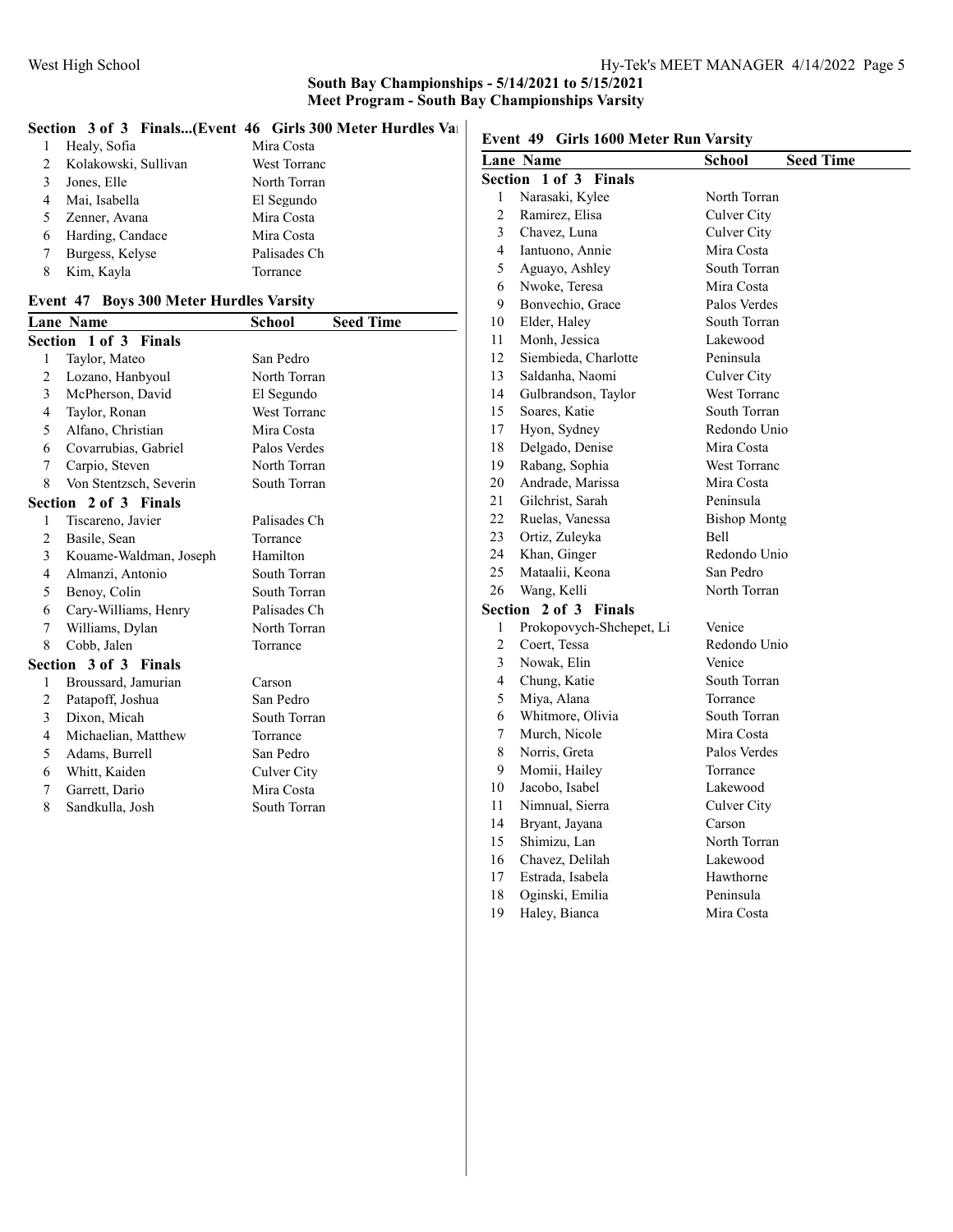South Bay Championships - 5/14/2021 to 5/15/2021

Meet Program - South Bay Championships Varsity

### Section 3 of 3 Finals...(Event 46 Girls 300 Meter Hurdles Varsity)

| Lane | Name | School |
|---|---|---|
| 1 | Healy, Sofia | Mira Costa |
| 2 | Kolakowski, Sullivan | West Torranc |
| 3 | Jones, Elle | North Torran |
| 4 | Mai, Isabella | El Segundo |
| 5 | Zenner, Avana | Mira Costa |
| 6 | Harding, Candace | Mira Costa |
| 7 | Burgess, Kelyse | Palisades Ch |
| 8 | Kim, Kayla | Torrance |

### Event 47 Boys 300 Meter Hurdles Varsity

| Lane | Name | School | Seed Time |
|---|---|---|---|
| **Section 1 of 3 Finals** | | | |
| 1 | Taylor, Mateo | San Pedro | |
| 2 | Lozano, Hanbyoul | North Torran | |
| 3 | McPherson, David | El Segundo | |
| 4 | Taylor, Ronan | West Torranc | |
| 5 | Alfano, Christian | Mira Costa | |
| 6 | Covarrubias, Gabriel | Palos Verdes | |
| 7 | Carpio, Steven | North Torran | |
| 8 | Von Stentzsch, Severin | South Torran | |
| **Section 2 of 3 Finals** | | | |
| 1 | Tiscareno, Javier | Palisades Ch | |
| 2 | Basile, Sean | Torrance | |
| 3 | Kouame-Waldman, Joseph | Hamilton | |
| 4 | Almanzi, Antonio | South Torran | |
| 5 | Benoy, Colin | South Torran | |
| 6 | Cary-Williams, Henry | Palisades Ch | |
| 7 | Williams, Dylan | North Torran | |
| 8 | Cobb, Jalen | Torrance | |
| **Section 3 of 3 Finals** | | | |
| 1 | Broussard, Jamurian | Carson | |
| 2 | Patapoff, Joshua | San Pedro | |
| 3 | Dixon, Micah | South Torran | |
| 4 | Michaelian, Matthew | Torrance | |
| 5 | Adams, Burrell | San Pedro | |
| 6 | Whitt, Kaiden | Culver City | |
| 7 | Garrett, Dario | Mira Costa | |
| 8 | Sandkulla, Josh | South Torran | |

### Event 49 Girls 1600 Meter Run Varsity

| Lane | Name | School | Seed Time |
|---|---|---|---|
| **Section 1 of 3 Finals** | | | |
| 1 | Narasaki, Kylee | North Torran | |
| 2 | Ramirez, Elisa | Culver City | |
| 3 | Chavez, Luna | Culver City | |
| 4 | Iantuono, Annie | Mira Costa | |
| 5 | Aguayo, Ashley | South Torran | |
| 6 | Nwoke, Teresa | Mira Costa | |
| 9 | Bonvechio, Grace | Palos Verdes | |
| 10 | Elder, Haley | South Torran | |
| 11 | Monh, Jessica | Lakewood | |
| 12 | Siembieda, Charlotte | Peninsula | |
| 13 | Saldanha, Naomi | Culver City | |
| 14 | Gulbrandson, Taylor | West Torranc | |
| 15 | Soares, Katie | South Torran | |
| 17 | Hyon, Sydney | Redondo Unio | |
| 18 | Delgado, Denise | Mira Costa | |
| 19 | Rabang, Sophia | West Torranc | |
| 20 | Andrade, Marissa | Mira Costa | |
| 21 | Gilchrist, Sarah | Peninsula | |
| 22 | Ruelas, Vanessa | Bishop Montg | |
| 23 | Ortiz, Zuleyka | Bell | |
| 24 | Khan, Ginger | Redondo Unio | |
| 25 | Mataalii, Keona | San Pedro | |
| 26 | Wang, Kelli | North Torran | |
| **Section 2 of 3 Finals** | | | |
| 1 | Prokopovych-Shchepet, Li | Venice | |
| 2 | Coert, Tessa | Redondo Unio | |
| 3 | Nowak, Elin | Venice | |
| 4 | Chung, Katie | South Torran | |
| 5 | Miya, Alana | Torrance | |
| 6 | Whitmore, Olivia | South Torran | |
| 7 | Murch, Nicole | Mira Costa | |
| 8 | Norris, Greta | Palos Verdes | |
| 9 | Momii, Hailey | Torrance | |
| 10 | Jacobo, Isabel | Lakewood | |
| 11 | Nimnual, Sierra | Culver City | |
| 14 | Bryant, Jayana | Carson | |
| 15 | Shimizu, Lan | North Torran | |
| 16 | Chavez, Delilah | Lakewood | |
| 17 | Estrada, Isabela | Hawthorne | |
| 18 | Oginski, Emilia | Peninsula | |
| 19 | Haley, Bianca | Mira Costa | |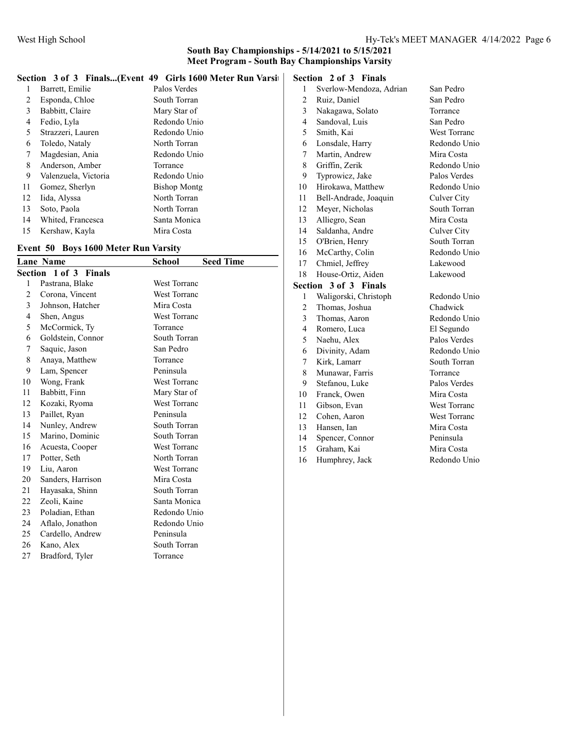## South Bay Championships - 5/14/2021 to 5/15/2021
## Meet Program - South Bay Championships Varsity

**Section 3 of 3 Finals...(Event 49 Girls 1600 Meter Run Varsity)**

| Lane | Name | School |
|---|---|---|
| 1 | Barrett, Emilie | Palos Verdes |
| 2 | Esponda, Chloe | South Torran |
| 3 | Babbitt, Claire | Mary Star of |
| 4 | Fedio, Lyla | Redondo Unio |
| 5 | Strazzeri, Lauren | Redondo Unio |
| 6 | Toledo, Nataly | North Torran |
| 7 | Magdesian, Ania | Redondo Unio |
| 8 | Anderson, Amber | Torrance |
| 9 | Valenzuela, Victoria | Redondo Unio |
| 11 | Gomez, Sherlyn | Bishop Montg |
| 12 | Iida, Alyssa | North Torran |
| 13 | Soto, Paola | North Torran |
| 14 | Whited, Francesca | Santa Monica |
| 15 | Kershaw, Kayla | Mira Costa |

### Event 50 Boys 1600 Meter Run Varsity

| Lane | Name | School | Seed Time |
|---|---|---|---|
| **Section 1 of 3 Finals** | | | |
| 1 | Pastrana, Blake | West Torranc | |
| 2 | Corona, Vincent | West Torranc | |
| 3 | Johnson, Hatcher | Mira Costa | |
| 4 | Shen, Angus | West Torranc | |
| 5 | McCormick, Ty | Torrance | |
| 6 | Goldstein, Connor | South Torran | |
| 7 | Saquic, Jason | San Pedro | |
| 8 | Anaya, Matthew | Torrance | |
| 9 | Lam, Spencer | Peninsula | |
| 10 | Wong, Frank | West Torranc | |
| 11 | Babbitt, Finn | Mary Star of | |
| 12 | Kozaki, Ryoma | West Torranc | |
| 13 | Paillet, Ryan | Peninsula | |
| 14 | Nunley, Andrew | South Torran | |
| 15 | Marino, Dominic | South Torran | |
| 16 | Acuesta, Cooper | West Torranc | |
| 17 | Potter, Seth | North Torran | |
| 19 | Liu, Aaron | West Torranc | |
| 20 | Sanders, Harrison | Mira Costa | |
| 21 | Hayasaka, Shinn | South Torran | |
| 22 | Zeoli, Kaine | Santa Monica | |
| 23 | Poladian, Ethan | Redondo Unio | |
| 24 | Aflalo, Jonathon | Redondo Unio | |
| 25 | Cardello, Andrew | Peninsula | |
| 26 | Kano, Alex | South Torran | |
| 27 | Bradford, Tyler | Torrance | |
| **Section 2 of 3 Finals** | | | |
| 1 | Sverlow-Mendoza, Adrian | San Pedro | |
| 2 | Ruiz, Daniel | San Pedro | |
| 3 | Nakagawa, Solato | Torrance | |
| 4 | Sandoval, Luis | San Pedro | |
| 5 | Smith, Kai | West Torranc | |
| 6 | Lonsdale, Harry | Redondo Unio | |
| 7 | Martin, Andrew | Mira Costa | |
| 8 | Griffin, Zerik | Redondo Unio | |
| 9 | Typrowicz, Jake | Palos Verdes | |
| 10 | Hirokawa, Matthew | Redondo Unio | |
| 11 | Bell-Andrade, Joaquin | Culver City | |
| 12 | Meyer, Nicholas | South Torran | |
| 13 | Alliegro, Sean | Mira Costa | |
| 14 | Saldanha, Andre | Culver City | |
| 15 | O'Brien, Henry | South Torran | |
| 16 | McCarthy, Colin | Redondo Unio | |
| 17 | Chmiel, Jeffrey | Lakewood | |
| 18 | House-Ortiz, Aiden | Lakewood | |
| **Section 3 of 3 Finals** | | | |
| 1 | Waligorski, Christoph | Redondo Unio | |
| 2 | Thomas, Joshua | Chadwick | |
| 3 | Thomas, Aaron | Redondo Unio | |
| 4 | Romero, Luca | El Segundo | |
| 5 | Naehu, Alex | Palos Verdes | |
| 6 | Divinity, Adam | Redondo Unio | |
| 7 | Kirk, Lamarr | South Torran | |
| 8 | Munawar, Farris | Torrance | |
| 9 | Stefanou, Luke | Palos Verdes | |
| 10 | Franck, Owen | Mira Costa | |
| 11 | Gibson, Evan | West Torranc | |
| 12 | Cohen, Aaron | West Torranc | |
| 13 | Hansen, Ian | Mira Costa | |
| 14 | Spencer, Connor | Peninsula | |
| 15 | Graham, Kai | Mira Costa | |
| 16 | Humphrey, Jack | Redondo Unio | |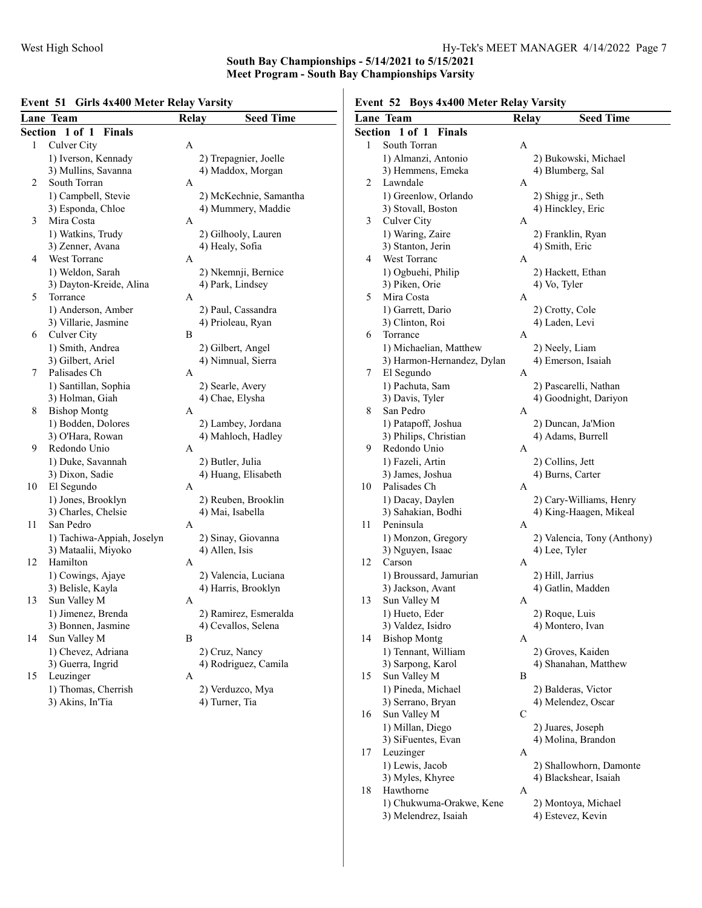## South Bay Championships - 5/14/2021 to 5/15/2021
## Meet Program - South Bay Championships Varsity

### Event 51 Girls 4x400 Meter Relay Varsity

| Lane | Team | Relay | Seed Time |
|---|---|---|---|
| **Section 1 of 1 Finals** | | | |
| 1 | Culver City | A | |
| | 1) Iverson, Kennady | 2) Trepagnier, Joelle | |
| | 3) Mullins, Savanna | 4) Maddox, Morgan | |
| 2 | South Torran | A | |
| | 1) Campbell, Stevie | 2) McKechnie, Samantha | |
| | 3) Esponda, Chloe | 4) Mummery, Maddie | |
| 3 | Mira Costa | A | |
| | 1) Watkins, Trudy | 2) Gilhooly, Lauren | |
| | 3) Zenner, Avana | 4) Healy, Sofia | |
| 4 | West Torranc | A | |
| | 1) Weldon, Sarah | 2) Nkemnji, Bernice | |
| | 3) Dayton-Kreide, Alina | 4) Park, Lindsey | |
| 5 | Torrance | A | |
| | 1) Anderson, Amber | 2) Paul, Cassandra | |
| | 3) Villarie, Jasmine | 4) Prioleau, Ryan | |
| 6 | Culver City | B | |
| | 1) Smith, Andrea | 2) Gilbert, Angel | |
| | 3) Gilbert, Ariel | 4) Nimnual, Sierra | |
| 7 | Palisades Ch | A | |
| | 1) Santillan, Sophia | 2) Searle, Avery | |
| | 3) Holman, Giah | 4) Chae, Elysha | |
| 8 | Bishop Montg | A | |
| | 1) Bodden, Dolores | 2) Lambey, Jordana | |
| | 3) O'Hara, Rowan | 4) Mahloch, Hadley | |
| 9 | Redondo Unio | A | |
| | 1) Duke, Savannah | 2) Butler, Julia | |
| | 3) Dixon, Sadie | 4) Huang, Elisabeth | |
| 10 | El Segundo | A | |
| | 1) Jones, Brooklyn | 2) Reuben, Brooklin | |
| | 3) Charles, Chelsie | 4) Mai, Isabella | |
| 11 | San Pedro | A | |
| | 1) Tachiwa-Appiah, Joselyn | 2) Sinay, Giovanna | |
| | 3) Mataalii, Miyoko | 4) Allen, Isis | |
| 12 | Hamilton | A | |
| | 1) Cowings, Ajaye | 2) Valencia, Luciana | |
| | 3) Belisle, Kayla | 4) Harris, Brooklyn | |
| 13 | Sun Valley M | A | |
| | 1) Jimenez, Brenda | 2) Ramirez, Esmeralda | |
| | 3) Bonnen, Jasmine | 4) Cevallos, Selena | |
| 14 | Sun Valley M | B | |
| | 1) Chevez, Adriana | 2) Cruz, Nancy | |
| | 3) Guerra, Ingrid | 4) Rodriguez, Camila | |
| 15 | Leuzinger | A | |
| | 1) Thomas, Cherrish | 2) Verduzco, Mya | |
| | 3) Akins, In'Tia | 4) Turner, Tia | |

### Event 52 Boys 4x400 Meter Relay Varsity

| Lane | Team | Relay | Seed Time |
|---|---|---|---|
| **Section 1 of 1 Finals** | | | |
| 1 | South Torran | A | |
| | 1) Almanzi, Antonio | 2) Bukowski, Michael | |
| | 3) Hemmens, Emeka | 4) Blumberg, Sal | |
| 2 | Lawndale | A | |
| | 1) Greenlow, Orlando | 2) Shigg jr., Seth | |
| | 3) Stovall, Boston | 4) Hinckley, Eric | |
| 3 | Culver City | A | |
| | 1) Waring, Zaire | 2) Franklin, Ryan | |
| | 3) Stanton, Jerin | 4) Smith, Eric | |
| 4 | West Torranc | A | |
| | 1) Ogbuehi, Philip | 2) Hackett, Ethan | |
| | 3) Piken, Orie | 4) Vo, Tyler | |
| 5 | Mira Costa | A | |
| | 1) Garrett, Dario | 2) Crotty, Cole | |
| | 3) Clinton, Roi | 4) Laden, Levi | |
| 6 | Torrance | A | |
| | 1) Michaelian, Matthew | 2) Neely, Liam | |
| | 3) Harmon-Hernandez, Dylan | 4) Emerson, Isaiah | |
| 7 | El Segundo | A | |
| | 1) Pachuta, Sam | 2) Pascarelli, Nathan | |
| | 3) Davis, Tyler | 4) Goodnight, Dariyon | |
| 8 | San Pedro | A | |
| | 1) Patapoff, Joshua | 2) Duncan, Ja'Mion | |
| | 3) Philips, Christian | 4) Adams, Burrell | |
| 9 | Redondo Unio | A | |
| | 1) Fazeli, Artin | 2) Collins, Jett | |
| | 3) James, Joshua | 4) Burns, Carter | |
| 10 | Palisades Ch | A | |
| | 1) Dacay, Daylen | 2) Cary-Williams, Henry | |
| | 3) Sahakian, Bodhi | 4) King-Haagen, Mikeal | |
| 11 | Peninsula | A | |
| | 1) Monzon, Gregory | 2) Valencia, Tony (Anthony) | |
| | 3) Nguyen, Isaac | 4) Lee, Tyler | |
| 12 | Carson | A | |
| | 1) Broussard, Jamurian | 2) Hill, Jarrius | |
| | 3) Jackson, Avant | 4) Gatlin, Madden | |
| 13 | Sun Valley M | A | |
| | 1) Hueto, Eder | 2) Roque, Luis | |
| | 3) Valdez, Isidro | 4) Montero, Ivan | |
| 14 | Bishop Montg | A | |
| | 1) Tennant, William | 2) Groves, Kaiden | |
| | 3) Sarpong, Karol | 4) Shanahan, Matthew | |
| 15 | Sun Valley M | B | |
| | 1) Pineda, Michael | 2) Balderas, Victor | |
| | 3) Serrano, Bryan | 4) Melendez, Oscar | |
| 16 | Sun Valley M | C | |
| | 1) Millan, Diego | 2) Juares, Joseph | |
| | 3) SiFuentes, Evan | 4) Molina, Brandon | |
| 17 | Leuzinger | A | |
| | 1) Lewis, Jacob | 2) Shallowhorn, Damonte | |
| | 3) Myles, Khyree | 4) Blackshear, Isaiah | |
| 18 | Hawthorne | A | |
| | 1) Chukwuma-Orakwe, Kene | 2) Montoya, Michael | |
| | 3) Melendrez, Isaiah | 4) Estevez, Kevin | |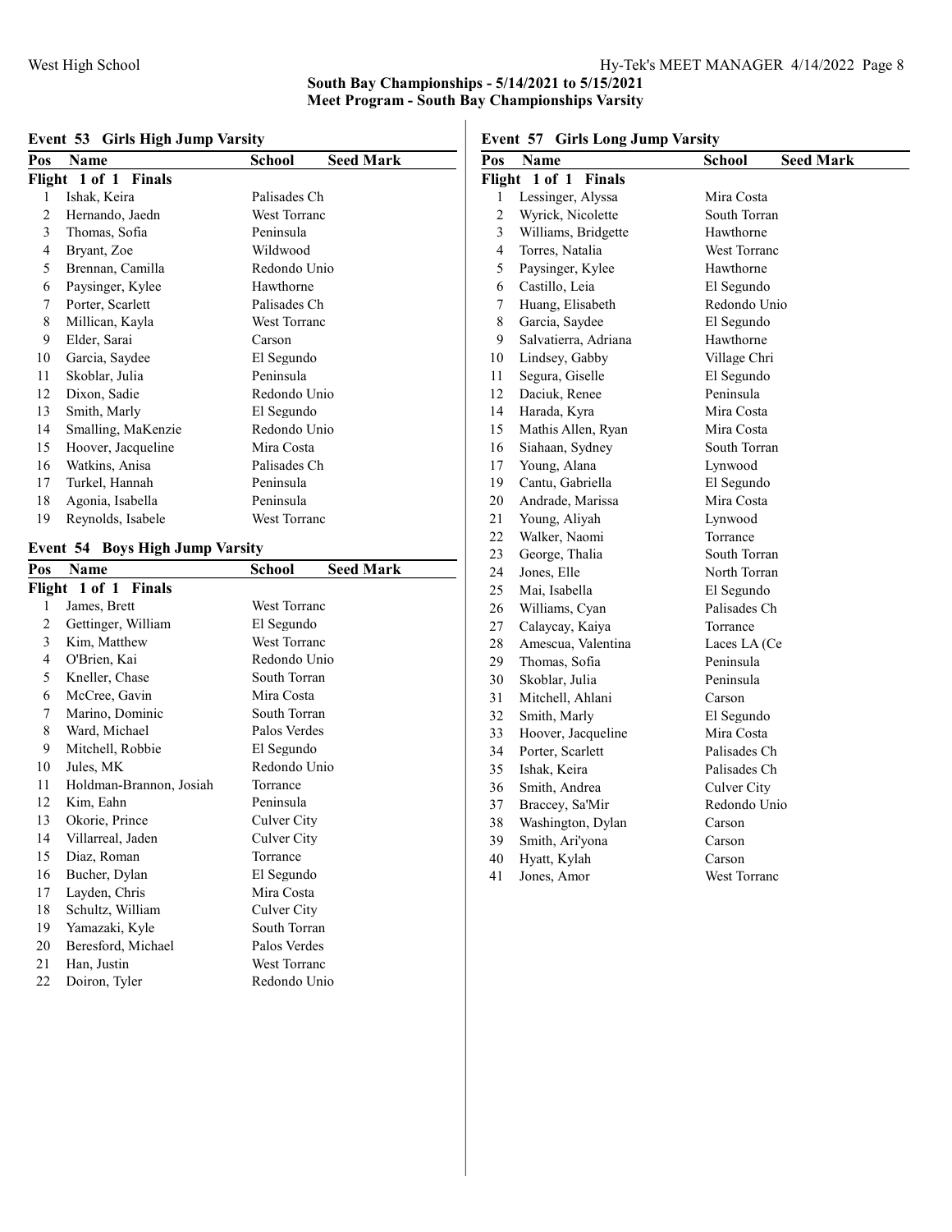## South Bay Championships - 5/14/2021 to 5/15/2021
## Meet Program - South Bay Championships Varsity

### Event 53 Girls High Jump Varsity

| Pos | Name | School | Seed Mark |
|---|---|---|---|
| **Flight 1 of 1 Finals** | | | |
| 1 | Ishak, Keira | Palisades Ch | |
| 2 | Hernando, Jaedn | West Torranc | |
| 3 | Thomas, Sofia | Peninsula | |
| 4 | Bryant, Zoe | Wildwood | |
| 5 | Brennan, Camilla | Redondo Unio | |
| 6 | Paysinger, Kylee | Hawthorne | |
| 7 | Porter, Scarlett | Palisades Ch | |
| 8 | Millican, Kayla | West Torranc | |
| 9 | Elder, Sarai | Carson | |
| 10 | Garcia, Saydee | El Segundo | |
| 11 | Skoblar, Julia | Peninsula | |
| 12 | Dixon, Sadie | Redondo Unio | |
| 13 | Smith, Marly | El Segundo | |
| 14 | Smalling, MaKenzie | Redondo Unio | |
| 15 | Hoover, Jacqueline | Mira Costa | |
| 16 | Watkins, Anisa | Palisades Ch | |
| 17 | Turkel, Hannah | Peninsula | |
| 18 | Agonia, Isabella | Peninsula | |
| 19 | Reynolds, Isabele | West Torranc | |

### Event 54 Boys High Jump Varsity

| Pos | Name | School | Seed Mark |
|---|---|---|---|
| **Flight 1 of 1 Finals** | | | |
| 1 | James, Brett | West Torranc | |
| 2 | Gettinger, William | El Segundo | |
| 3 | Kim, Matthew | West Torranc | |
| 4 | O'Brien, Kai | Redondo Unio | |
| 5 | Kneller, Chase | South Torran | |
| 6 | McCree, Gavin | Mira Costa | |
| 7 | Marino, Dominic | South Torran | |
| 8 | Ward, Michael | Palos Verdes | |
| 9 | Mitchell, Robbie | El Segundo | |
| 10 | Jules, MK | Redondo Unio | |
| 11 | Holdman-Brannon, Josiah | Torrance | |
| 12 | Kim, Eahn | Peninsula | |
| 13 | Okorie, Prince | Culver City | |
| 14 | Villarreal, Jaden | Culver City | |
| 15 | Diaz, Roman | Torrance | |
| 16 | Bucher, Dylan | El Segundo | |
| 17 | Layden, Chris | Mira Costa | |
| 18 | Schultz, William | Culver City | |
| 19 | Yamazaki, Kyle | South Torran | |
| 20 | Beresford, Michael | Palos Verdes | |
| 21 | Han, Justin | West Torranc | |
| 22 | Doiron, Tyler | Redondo Unio | |

### Event 57 Girls Long Jump Varsity

| Pos | Name | School | Seed Mark |
|---|---|---|---|
| **Flight 1 of 1 Finals** | | | |
| 1 | Lessinger, Alyssa | Mira Costa | |
| 2 | Wyrick, Nicolette | South Torran | |
| 3 | Williams, Bridgette | Hawthorne | |
| 4 | Torres, Natalia | West Torranc | |
| 5 | Paysinger, Kylee | Hawthorne | |
| 6 | Castillo, Leia | El Segundo | |
| 7 | Huang, Elisabeth | Redondo Unio | |
| 8 | Garcia, Saydee | El Segundo | |
| 9 | Salvatierra, Adriana | Hawthorne | |
| 10 | Lindsey, Gabby | Village Chri | |
| 11 | Segura, Giselle | El Segundo | |
| 12 | Daciuk, Renee | Peninsula | |
| 14 | Harada, Kyra | Mira Costa | |
| 15 | Mathis Allen, Ryan | Mira Costa | |
| 16 | Siahaan, Sydney | South Torran | |
| 17 | Young, Alana | Lynwood | |
| 19 | Cantu, Gabriella | El Segundo | |
| 20 | Andrade, Marissa | Mira Costa | |
| 21 | Young, Aliyah | Lynwood | |
| 22 | Walker, Naomi | Torrance | |
| 23 | George, Thalia | South Torran | |
| 24 | Jones, Elle | North Torran | |
| 25 | Mai, Isabella | El Segundo | |
| 26 | Williams, Cyan | Palisades Ch | |
| 27 | Calaycay, Kaiya | Torrance | |
| 28 | Amescua, Valentina | Laces LA (Ce | |
| 29 | Thomas, Sofia | Peninsula | |
| 30 | Skoblar, Julia | Peninsula | |
| 31 | Mitchell, Ahlani | Carson | |
| 32 | Smith, Marly | El Segundo | |
| 33 | Hoover, Jacqueline | Mira Costa | |
| 34 | Porter, Scarlett | Palisades Ch | |
| 35 | Ishak, Keira | Palisades Ch | |
| 36 | Smith, Andrea | Culver City | |
| 37 | Braccey, Sa'Mir | Redondo Unio | |
| 38 | Washington, Dylan | Carson | |
| 39 | Smith, Ari'yona | Carson | |
| 40 | Hyatt, Kylah | Carson | |
| 41 | Jones, Amor | West Torranc | |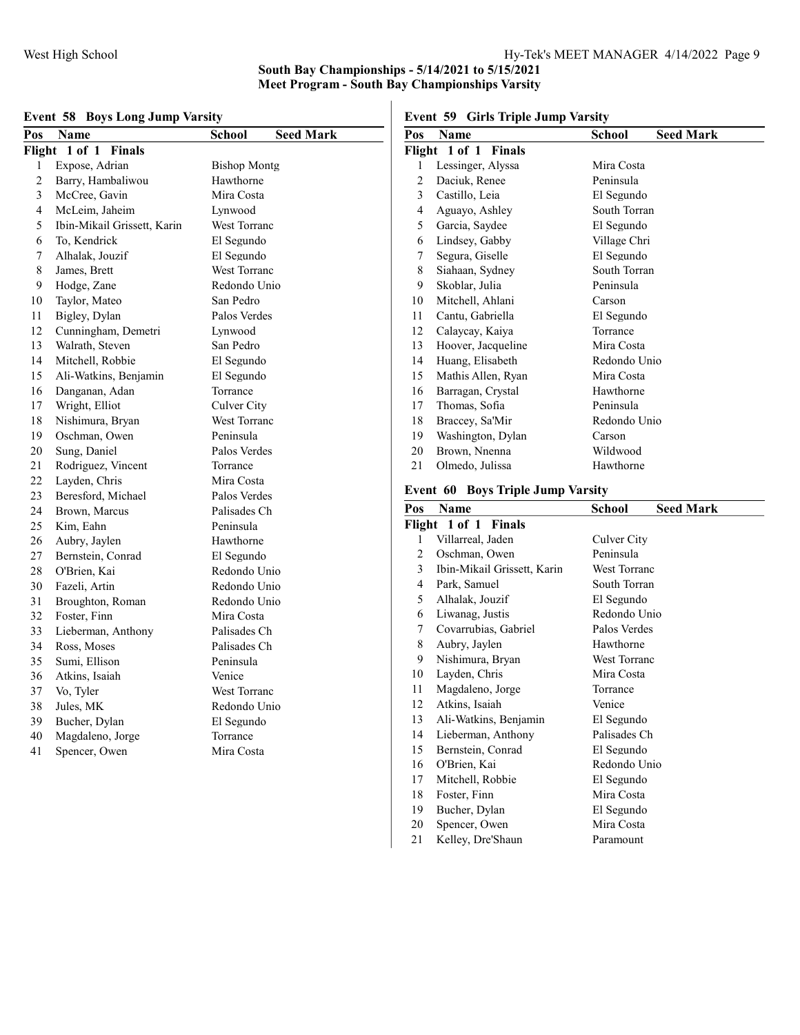**South Bay Championships - 5/14/2021 to 5/15/2021**
**Meet Program - South Bay Championships Varsity**

### Event 58 Boys Long Jump Varsity

| Pos | Name | School | Seed Mark |
|---|---|---|---|
| **Flight 1 of 1 Finals** | | | |
| 1 | Expose, Adrian | Bishop Montg | |
| 2 | Barry, Hambaliwou | Hawthorne | |
| 3 | McCree, Gavin | Mira Costa | |
| 4 | McLeim, Jaheim | Lynwood | |
| 5 | Ibin-Mikail Grissett, Karin | West Torranc | |
| 6 | To, Kendrick | El Segundo | |
| 7 | Alhalak, Jouzif | El Segundo | |
| 8 | James, Brett | West Torranc | |
| 9 | Hodge, Zane | Redondo Unio | |
| 10 | Taylor, Mateo | San Pedro | |
| 11 | Bigley, Dylan | Palos Verdes | |
| 12 | Cunningham, Demetri | Lynwood | |
| 13 | Walrath, Steven | San Pedro | |
| 14 | Mitchell, Robbie | El Segundo | |
| 15 | Ali-Watkins, Benjamin | El Segundo | |
| 16 | Danganan, Adan | Torrance | |
| 17 | Wright, Elliot | Culver City | |
| 18 | Nishimura, Bryan | West Torranc | |
| 19 | Oschman, Owen | Peninsula | |
| 20 | Sung, Daniel | Palos Verdes | |
| 21 | Rodriguez, Vincent | Torrance | |
| 22 | Layden, Chris | Mira Costa | |
| 23 | Beresford, Michael | Palos Verdes | |
| 24 | Brown, Marcus | Palisades Ch | |
| 25 | Kim, Eahn | Peninsula | |
| 26 | Aubry, Jaylen | Hawthorne | |
| 27 | Bernstein, Conrad | El Segundo | |
| 28 | O'Brien, Kai | Redondo Unio | |
| 30 | Fazeli, Artin | Redondo Unio | |
| 31 | Broughton, Roman | Redondo Unio | |
| 32 | Foster, Finn | Mira Costa | |
| 33 | Lieberman, Anthony | Palisades Ch | |
| 34 | Ross, Moses | Palisades Ch | |
| 35 | Sumi, Ellison | Peninsula | |
| 36 | Atkins, Isaiah | Venice | |
| 37 | Vo, Tyler | West Torranc | |
| 38 | Jules, MK | Redondo Unio | |
| 39 | Bucher, Dylan | El Segundo | |
| 40 | Magdaleno, Jorge | Torrance | |
| 41 | Spencer, Owen | Mira Costa | |

### Event 59 Girls Triple Jump Varsity

| Pos | Name | School | Seed Mark |
|---|---|---|---|
| **Flight 1 of 1 Finals** | | | |
| 1 | Lessinger, Alyssa | Mira Costa | |
| 2 | Daciuk, Renee | Peninsula | |
| 3 | Castillo, Leia | El Segundo | |
| 4 | Aguayo, Ashley | South Torran | |
| 5 | Garcia, Saydee | El Segundo | |
| 6 | Lindsey, Gabby | Village Chri | |
| 7 | Segura, Giselle | El Segundo | |
| 8 | Siahaan, Sydney | South Torran | |
| 9 | Skoblar, Julia | Peninsula | |
| 10 | Mitchell, Ahlani | Carson | |
| 11 | Cantu, Gabriella | El Segundo | |
| 12 | Calaycay, Kaiya | Torrance | |
| 13 | Hoover, Jacqueline | Mira Costa | |
| 14 | Huang, Elisabeth | Redondo Unio | |
| 15 | Mathis Allen, Ryan | Mira Costa | |
| 16 | Barragan, Crystal | Hawthorne | |
| 17 | Thomas, Sofia | Peninsula | |
| 18 | Braccey, Sa'Mir | Redondo Unio | |
| 19 | Washington, Dylan | Carson | |
| 20 | Brown, Nnenna | Wildwood | |
| 21 | Olmedo, Julissa | Hawthorne | |

### Event 60 Boys Triple Jump Varsity

| Pos | Name | School | Seed Mark |
|---|---|---|---|
| **Flight 1 of 1 Finals** | | | |
| 1 | Villarreal, Jaden | Culver City | |
| 2 | Oschman, Owen | Peninsula | |
| 3 | Ibin-Mikail Grissett, Karin | West Torranc | |
| 4 | Park, Samuel | South Torran | |
| 5 | Alhalak, Jouzif | El Segundo | |
| 6 | Liwanag, Justis | Redondo Unio | |
| 7 | Covarrubias, Gabriel | Palos Verdes | |
| 8 | Aubry, Jaylen | Hawthorne | |
| 9 | Nishimura, Bryan | West Torranc | |
| 10 | Layden, Chris | Mira Costa | |
| 11 | Magdaleno, Jorge | Torrance | |
| 12 | Atkins, Isaiah | Venice | |
| 13 | Ali-Watkins, Benjamin | El Segundo | |
| 14 | Lieberman, Anthony | Palisades Ch | |
| 15 | Bernstein, Conrad | El Segundo | |
| 16 | O'Brien, Kai | Redondo Unio | |
| 17 | Mitchell, Robbie | El Segundo | |
| 18 | Foster, Finn | Mira Costa | |
| 19 | Bucher, Dylan | El Segundo | |
| 20 | Spencer, Owen | Mira Costa | |
| 21 | Kelley, Dre'Shaun | Paramount | |